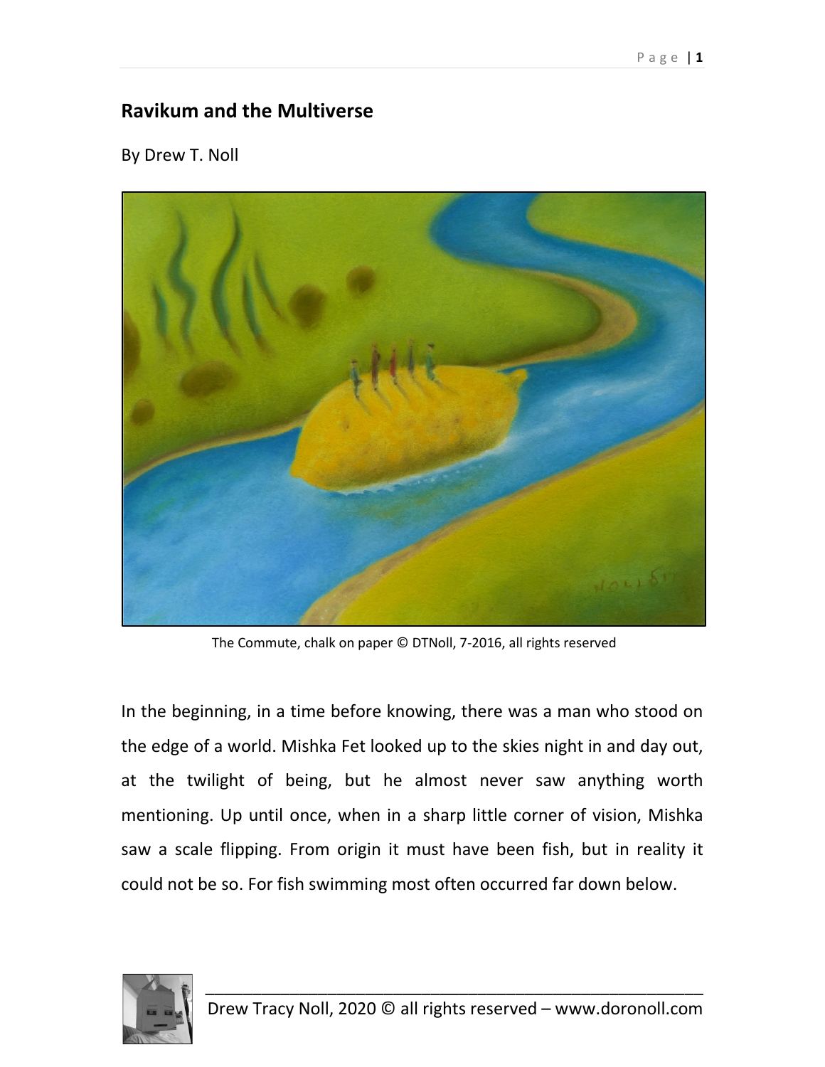## Ravikum and the Multiverse

By Drew T. Noll

The Commute, chalk on paper © DTNoll, 7-2016, all rights reserved

In the beginning, in a time before knowing, there was a man who stood on the edge of a world. Mishka Fet looked up to the skies night in and day out, at the twilight of being, but he almost never saw anything worth mentioning. Up until once, when in a sharp little corner of vision, Mishka saw a scale flipping. From origin it must have been fish, but in reality it could not be so. For fish swimming most often occurred far down below.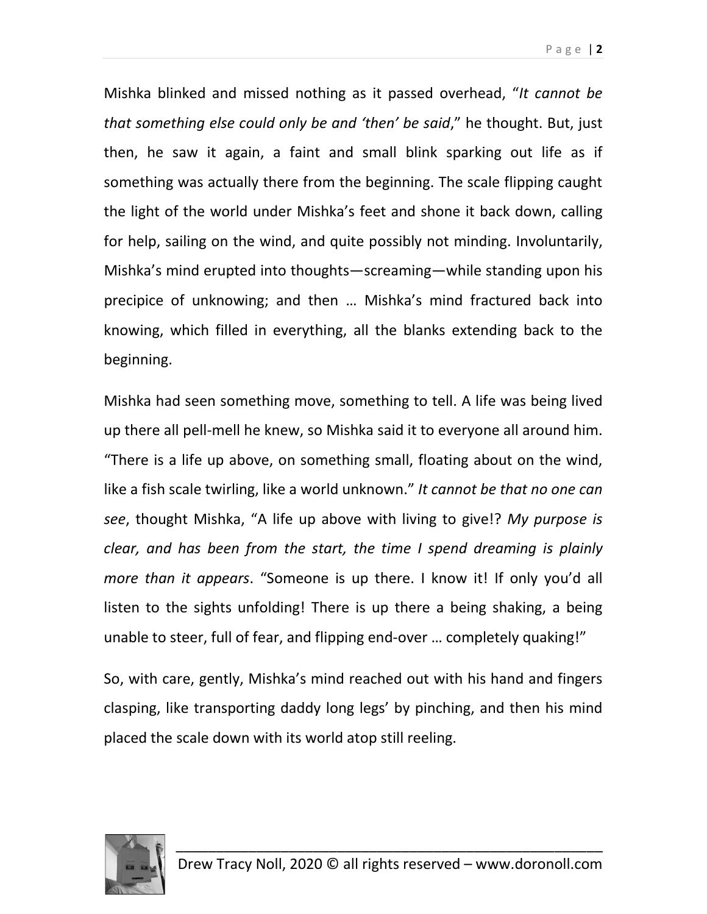Mishka blinked and missed nothing as it passed overhead, "*It cannot be that something else could only be and 'then' be said*," he thought. But, just then, he saw it again, a faint and small blink sparking out life as if something was actually there from the beginning. The scale flipping caught the light of the world under Mishka's feet and shone it back down, calling for help, sailing on the wind, and quite possibly not minding. Involuntarily, Mishka's mind erupted into thoughts—screaming—while standing upon his precipice of unknowing; and then … Mishka's mind fractured back into knowing, which filled in everything, all the blanks extending back to the beginning.

Mishka had seen something move, something to tell. A life was being lived up there all pell-mell he knew, so Mishka said it to everyone all around him. "There is a life up above, on something small, floating about on the wind, like a fish scale twirling, like a world unknown." *It cannot be that no one can see*, thought Mishka, "A life up above with living to give!? *My purpose is clear, and has been from the start, the time I spend dreaming is plainly more than it appears*. "Someone is up there. I know it! If only you'd all listen to the sights unfolding! There is up there a being shaking, a being unable to steer, full of fear, and flipping end-over … completely quaking!"

So, with care, gently, Mishka's mind reached out with his hand and fingers clasping, like transporting daddy long legs' by pinching, and then his mind placed the scale down with its world atop still reeling.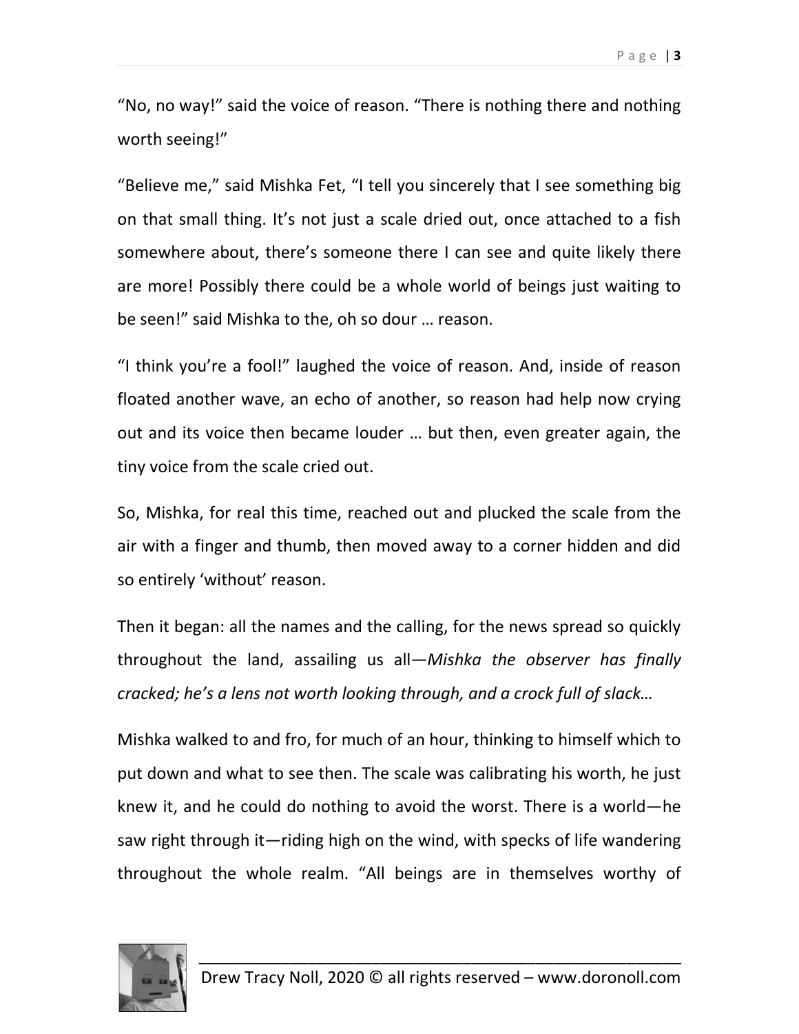“No, no way!” said the voice of reason. “There is nothing there and nothing worth seeing!”

“Believe me,” said Mishka Fet, “I tell you sincerely that I see something big on that small thing. It’s not just a scale dried out, once attached to a fish somewhere about, there’s someone there I can see and quite likely there are more! Possibly there could be a whole world of beings just waiting to be seen!” said Mishka to the, oh so dour … reason.

“I think you’re a fool!” laughed the voice of reason. And, inside of reason floated another wave, an echo of another, so reason had help now crying out and its voice then became louder … but then, even greater again, the tiny voice from the scale cried out.

So, Mishka, for real this time, reached out and plucked the scale from the air with a finger and thumb, then moved away to a corner hidden and did so entirely ‘without’ reason.

Then it began: all the names and the calling, for the news spread so quickly throughout the land, assailing us all—*Mishka the observer has finally cracked; he’s a lens not worth looking through, and a crock full of slack…*

Mishka walked to and fro, for much of an hour, thinking to himself which to put down and what to see then. The scale was calibrating his worth, he just knew it, and he could do nothing to avoid the worst. There is a world—he saw right through it—riding high on the wind, with specks of life wandering throughout the whole realm. “All beings are in themselves worthy of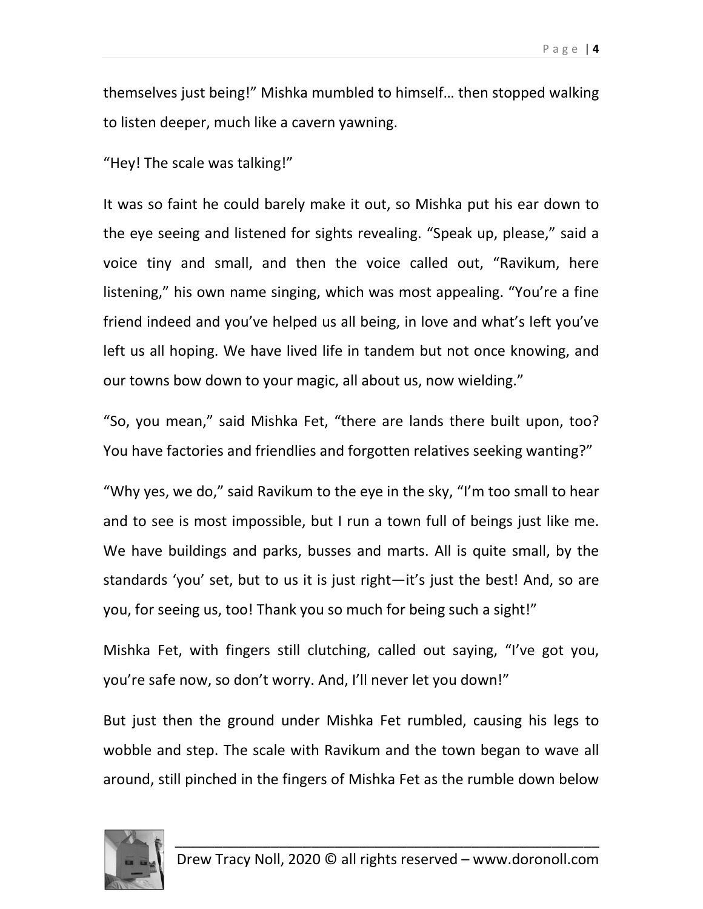themselves just being!" Mishka mumbled to himself… then stopped walking to listen deeper, much like a cavern yawning.

"Hey! The scale was talking!"

It was so faint he could barely make it out, so Mishka put his ear down to the eye seeing and listened for sights revealing. "Speak up, please," said a voice tiny and small, and then the voice called out, "Ravikum, here listening," his own name singing, which was most appealing. "You're a fine friend indeed and you've helped us all being, in love and what's left you've left us all hoping. We have lived life in tandem but not once knowing, and our towns bow down to your magic, all about us, now wielding."

"So, you mean," said Mishka Fet, "there are lands there built upon, too? You have factories and friendlies and forgotten relatives seeking wanting?"

"Why yes, we do," said Ravikum to the eye in the sky, "I'm too small to hear and to see is most impossible, but I run a town full of beings just like me. We have buildings and parks, busses and marts. All is quite small, by the standards 'you' set, but to us it is just right—it's just the best! And, so are you, for seeing us, too! Thank you so much for being such a sight!"

Mishka Fet, with fingers still clutching, called out saying, "I've got you, you're safe now, so don't worry. And, I'll never let you down!"

But just then the ground under Mishka Fet rumbled, causing his legs to wobble and step. The scale with Ravikum and the town began to wave all around, still pinched in the fingers of Mishka Fet as the rumble down below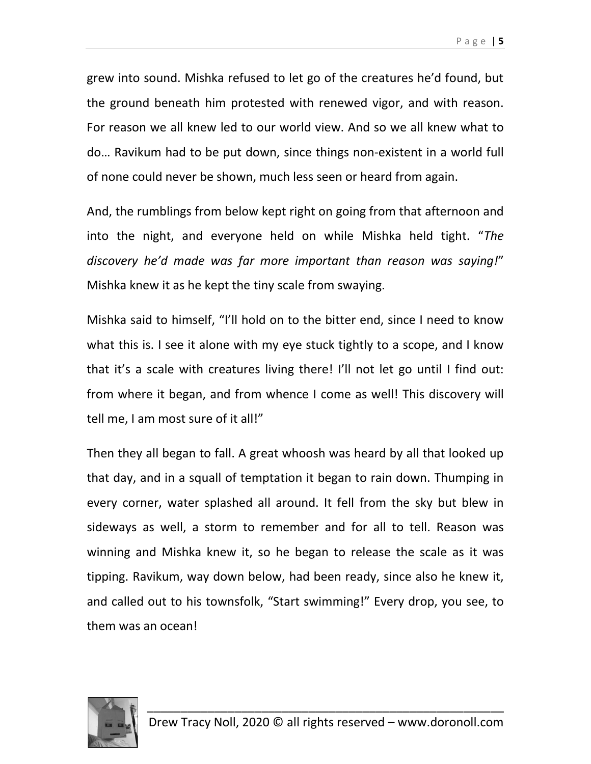grew into sound. Mishka refused to let go of the creatures he'd found, but the ground beneath him protested with renewed vigor, and with reason. For reason we all knew led to our world view. And so we all knew what to do… Ravikum had to be put down, since things non-existent in a world full of none could never be shown, much less seen or heard from again.

And, the rumblings from below kept right on going from that afternoon and into the night, and everyone held on while Mishka held tight. "*The discovery he'd made was far more important than reason was saying!*" Mishka knew it as he kept the tiny scale from swaying.

Mishka said to himself, "I'll hold on to the bitter end, since I need to know what this is. I see it alone with my eye stuck tightly to a scope, and I know that it's a scale with creatures living there! I'll not let go until I find out: from where it began, and from whence I come as well! This discovery will tell me, I am most sure of it all!"

Then they all began to fall. A great whoosh was heard by all that looked up that day, and in a squall of temptation it began to rain down. Thumping in every corner, water splashed all around. It fell from the sky but blew in sideways as well, a storm to remember and for all to tell. Reason was winning and Mishka knew it, so he began to release the scale as it was tipping. Ravikum, way down below, had been ready, since also he knew it, and called out to his townsfolk, "Start swimming!" Every drop, you see, to them was an ocean!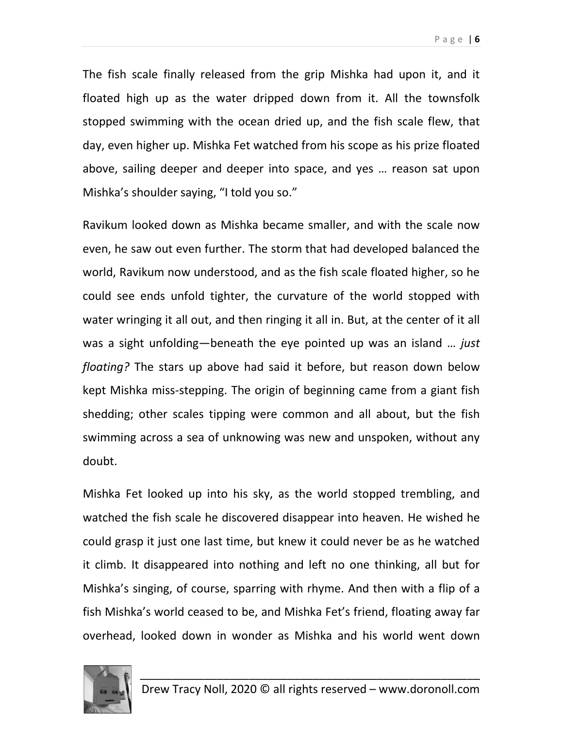The fish scale finally released from the grip Mishka had upon it, and it floated high up as the water dripped down from it. All the townsfolk stopped swimming with the ocean dried up, and the fish scale flew, that day, even higher up. Mishka Fet watched from his scope as his prize floated above, sailing deeper and deeper into space, and yes … reason sat upon Mishka's shoulder saying, "I told you so."

Ravikum looked down as Mishka became smaller, and with the scale now even, he saw out even further. The storm that had developed balanced the world, Ravikum now understood, and as the fish scale floated higher, so he could see ends unfold tighter, the curvature of the world stopped with water wringing it all out, and then ringing it all in. But, at the center of it all was a sight unfolding—beneath the eye pointed up was an island … *just floating?* The stars up above had said it before, but reason down below kept Mishka miss-stepping. The origin of beginning came from a giant fish shedding; other scales tipping were common and all about, but the fish swimming across a sea of unknowing was new and unspoken, without any doubt.

Mishka Fet looked up into his sky, as the world stopped trembling, and watched the fish scale he discovered disappear into heaven. He wished he could grasp it just one last time, but knew it could never be as he watched it climb. It disappeared into nothing and left no one thinking, all but for Mishka's singing, of course, sparring with rhyme. And then with a flip of a fish Mishka's world ceased to be, and Mishka Fet's friend, floating away far overhead, looked down in wonder as Mishka and his world went down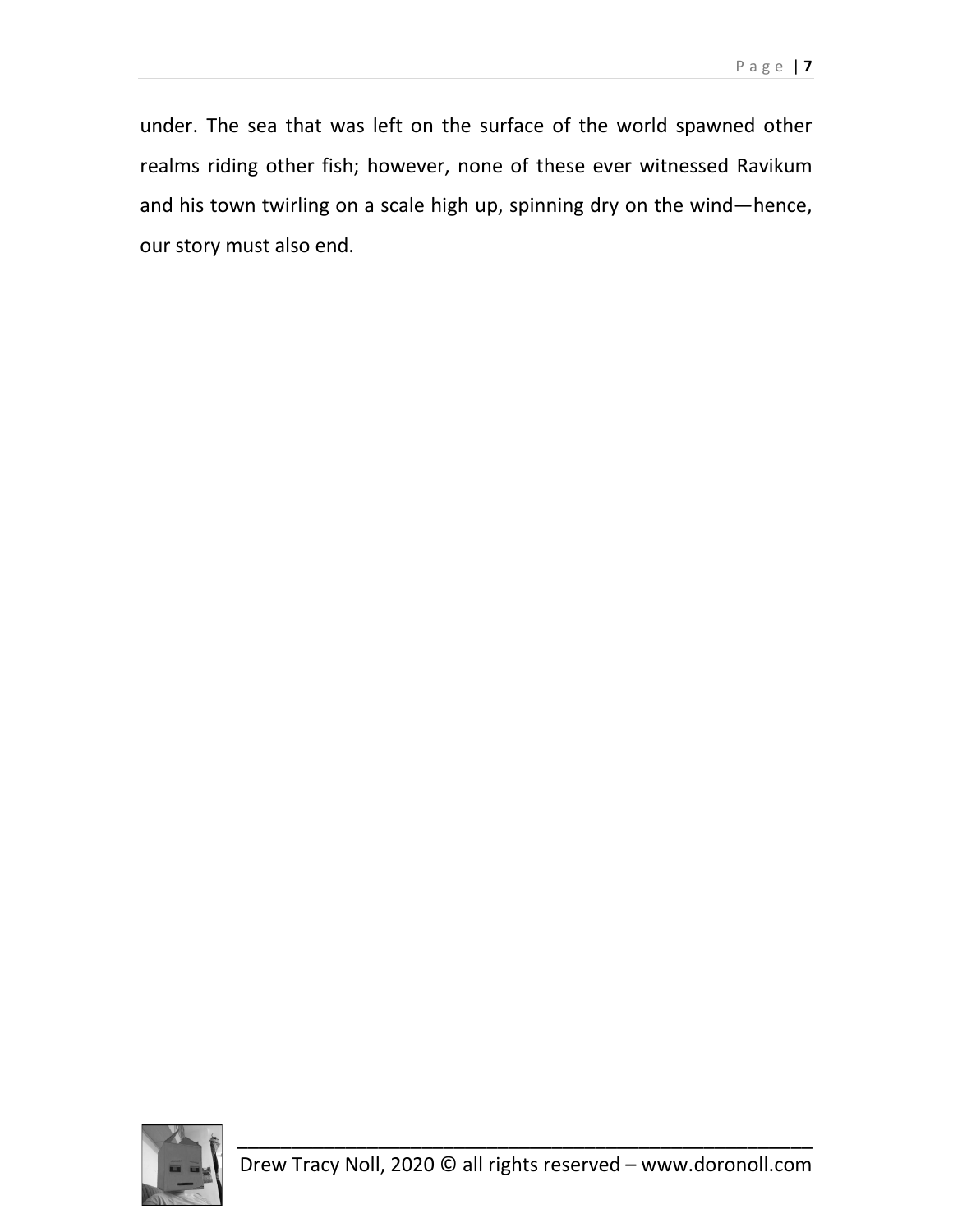under. The sea that was left on the surface of the world spawned other realms riding other fish; however, none of these ever witnessed Ravikum and his town twirling on a scale high up, spinning dry on the wind—hence, our story must also end.